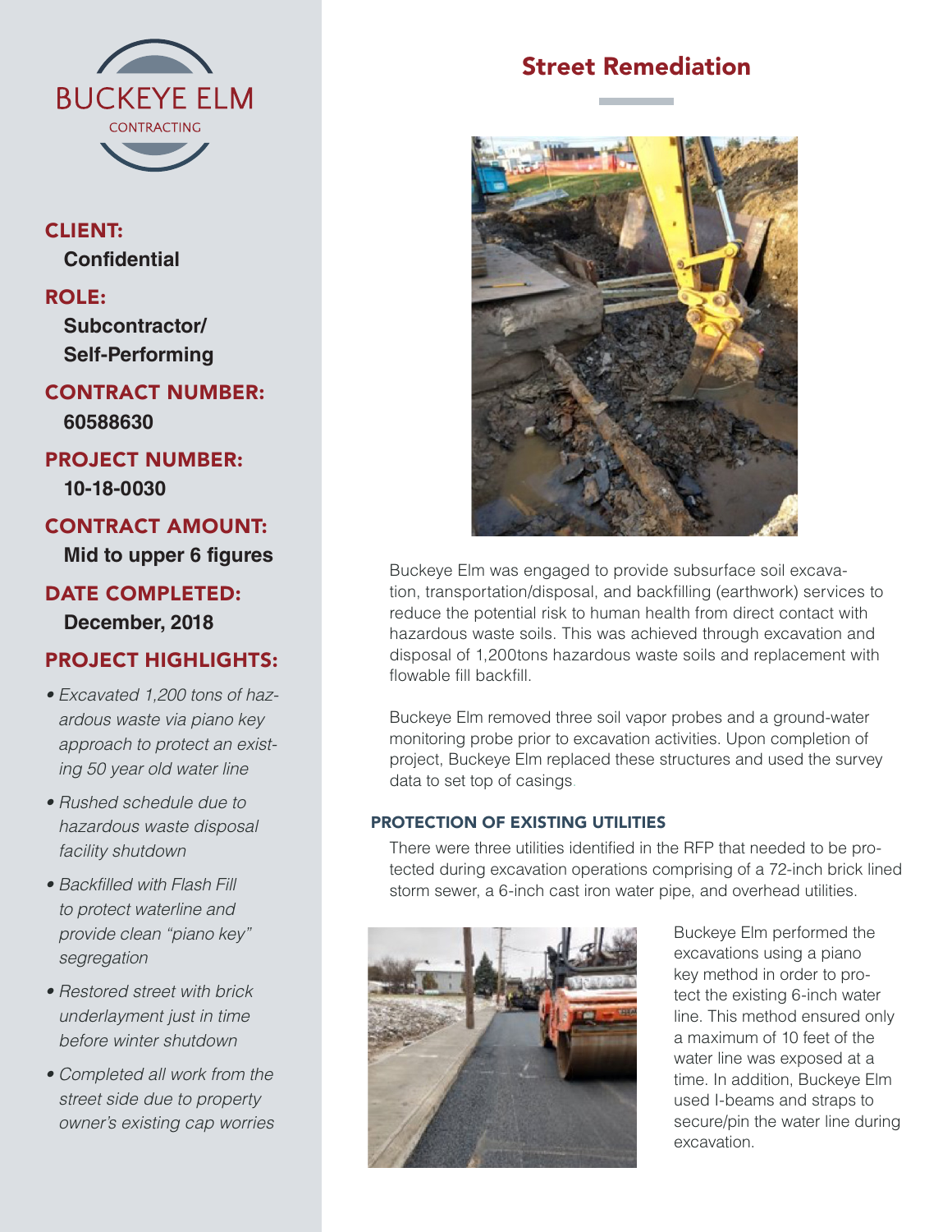BUCKEYE ELM

CONTRACTING

**CLIENT:**
**Confidential**

**ROLE:**
**Subcontractor/ Self-Performing**

**CONTRACT NUMBER:**
**60588630**

**PROJECT NUMBER:**
**10-18-0030**

**CONTRACT AMOUNT:**
**Mid to upper 6 figures**

**DATE COMPLETED:**
**December, 2018**

**PROJECT HIGHLIGHTS:**

- *Excavated 1,200 tons of hazardous waste via piano key approach to protect an existing 50 year old water line*
- *Rushed schedule due to hazardous waste disposal facility shutdown*
- *Backfilled with Flash Fill to protect waterline and provide clean "piano key" segregation*
- *Restored street with brick underlayment just in time before winter shutdown*
- *Completed all work from the street side due to property owner's existing cap worries*

# Street Remediation

Buckeye Elm was engaged to provide subsurface soil excavation, transportation/disposal, and backfilling (earthwork) services to reduce the potential risk to human health from direct contact with hazardous waste soils. This was achieved through excavation and disposal of 1,200tons hazardous waste soils and replacement with flowable fill backfill.

Buckeye Elm removed three soil vapor probes and a ground-water monitoring probe prior to excavation activities. Upon completion of project, Buckeye Elm replaced these structures and used the survey data to set top of casings.

### PROTECTION OF EXISTING UTILITIES

There were three utilities identified in the RFP that needed to be protected during excavation operations comprising of a 72-inch brick lined storm sewer, a 6-inch cast iron water pipe, and overhead utilities.

Buckeye Elm performed the excavations using a piano key method in order to protect the existing 6-inch water line. This method ensured only a maximum of 10 feet of the water line was exposed at a time. In addition, Buckeye Elm used I-beams and straps to secure/pin the water line during excavation.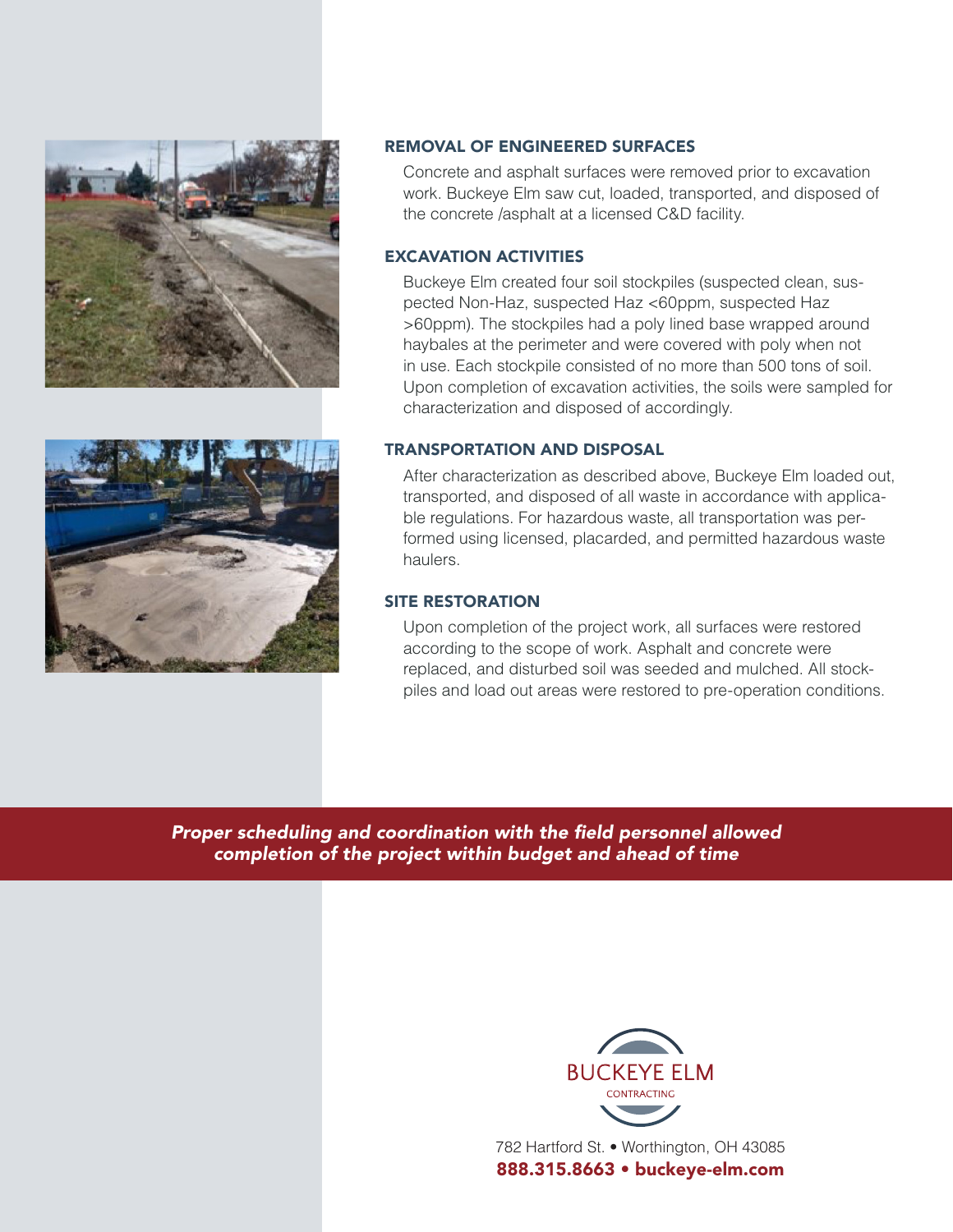## REMOVAL OF ENGINEERED SURFACES

Concrete and asphalt surfaces were removed prior to excavation work. Buckeye Elm saw cut, loaded, transported, and disposed of the concrete /asphalt at a licensed C&D facility.

## EXCAVATION ACTIVITIES

Buckeye Elm created four soil stockpiles (suspected clean, suspected Non-Haz, suspected Haz <60ppm, suspected Haz >60ppm). The stockpiles had a poly lined base wrapped around haybales at the perimeter and were covered with poly when not in use. Each stockpile consisted of no more than 500 tons of soil. Upon completion of excavation activities, the soils were sampled for characterization and disposed of accordingly.

## TRANSPORTATION AND DISPOSAL

After characterization as described above, Buckeye Elm loaded out, transported, and disposed of all waste in accordance with applicable regulations. For hazardous waste, all transportation was performed using licensed, placarded, and permitted hazardous waste haulers.

## SITE RESTORATION

Upon completion of the project work, all surfaces were restored according to the scope of work. Asphalt and concrete were replaced, and disturbed soil was seeded and mulched. All stockpiles and load out areas were restored to pre-operation conditions.

***Proper scheduling and coordination with the field personnel allowed completion of the project within budget and ahead of time***

BUCKEYE ELM
CONTRACTING

782 Hartford St. • Worthington, OH 43085

**888.315.8663 • buckeye-elm.com**